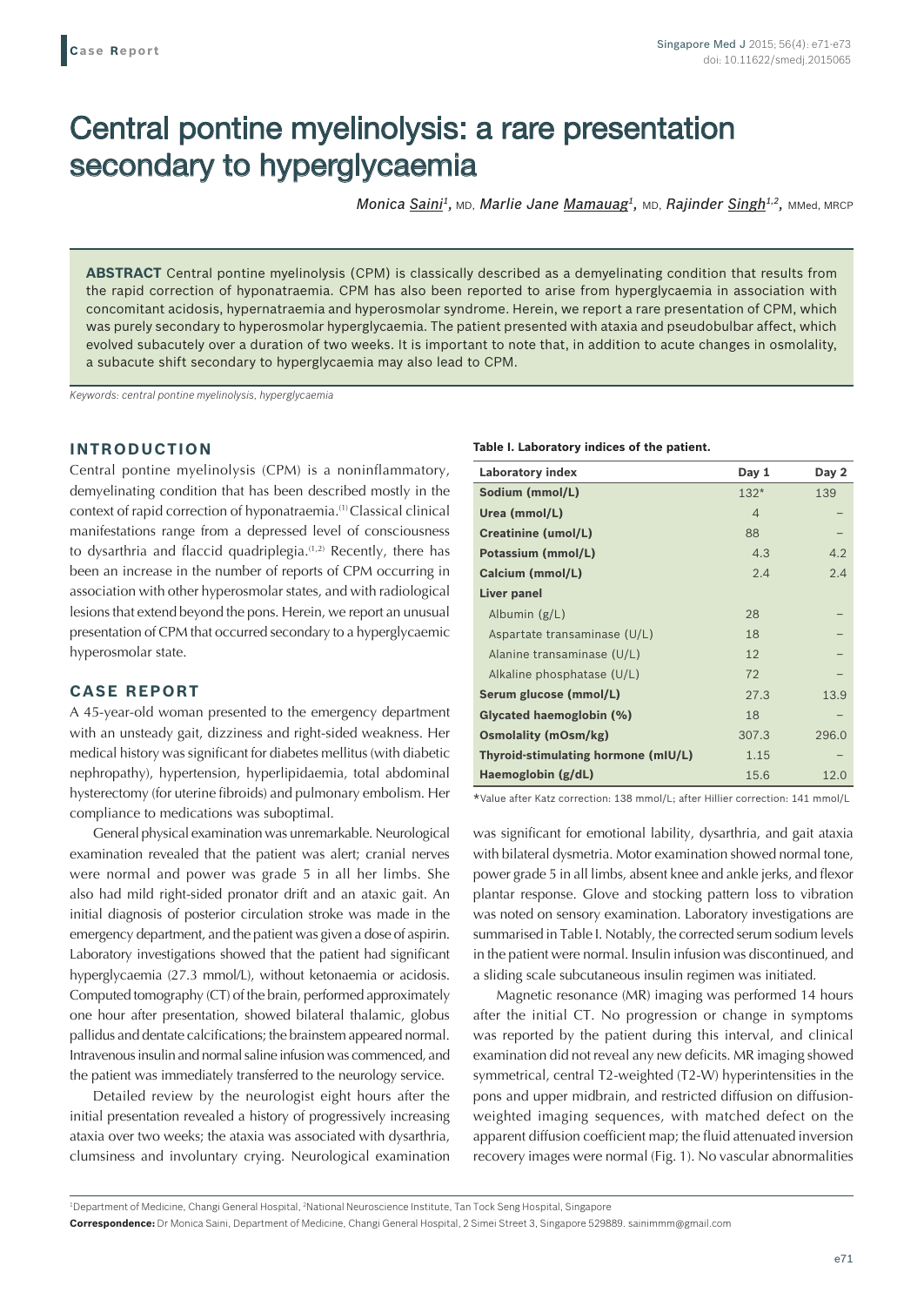Case Report

# Central pontine myelinolysis: a rare presentation secondary to hyperglycaemia

*Monica Saini*[1], MD, *Marlie Jane Mamauag*[1], MD, *Rajinder Singh*[1,2], MMed, MRCP

**ABSTRACT** Central pontine myelinolysis (CPM) is classically described as a demyelinating condition that results from the rapid correction of hyponatraemia. CPM has also been reported to arise from hyperglycaemia in association with concomitant acidosis, hypernatraemia and hyperosmolar syndrome. Herein, we report a rare presentation of CPM, which was purely secondary to hyperosmolar hyperglycaemia. The patient presented with ataxia and pseudobulbar affect, which evolved subacutely over a duration of two weeks. It is important to note that, in addition to acute changes in osmolality, a subacute shift secondary to hyperglycaemia may also lead to CPM.

*Keywords: central pontine myelinolysis, hyperglycaemia*

## INTRODUCTION

Central pontine myelinolysis (CPM) is a noninflammatory, demyelinating condition that has been described mostly in the context of rapid correction of hyponatraemia.[1] Classical clinical manifestations range from a depressed level of consciousness to dysarthria and flaccid quadriplegia.[1,2] Recently, there has been an increase in the number of reports of CPM occurring in association with other hyperosmolar states, and with radiological lesions that extend beyond the pons. Herein, we report an unusual presentation of CPM that occurred secondary to a hyperglycaemic hyperosmolar state.

## CASE REPORT

A 45-year-old woman presented to the emergency department with an unsteady gait, dizziness and right-sided weakness. Her medical history was significant for diabetes mellitus (with diabetic nephropathy), hypertension, hyperlipidaemia, total abdominal hysterectomy (for uterine fibroids) and pulmonary embolism. Her compliance to medications was suboptimal.

General physical examination was unremarkable. Neurological examination revealed that the patient was alert; cranial nerves were normal and power was grade 5 in all her limbs. She also had mild right-sided pronator drift and an ataxic gait. An initial diagnosis of posterior circulation stroke was made in the emergency department, and the patient was given a dose of aspirin. Laboratory investigations showed that the patient had significant hyperglycaemia (27.3 mmol/L), without ketonaemia or acidosis. Computed tomography (CT) of the brain, performed approximately one hour after presentation, showed bilateral thalamic, globus pallidus and dentate calcifications; the brainstem appeared normal. Intravenous insulin and normal saline infusion was commenced, and the patient was immediately transferred to the neurology service.

Detailed review by the neurologist eight hours after the initial presentation revealed a history of progressively increasing ataxia over two weeks; the ataxia was associated with dysarthria, clumsiness and involuntary crying. Neurological examination was significant for emotional lability, dysarthria, and gait ataxia with bilateral dysmetria. Motor examination showed normal tone, power grade 5 in all limbs, absent knee and ankle jerks, and flexor plantar response. Glove and stocking pattern loss to vibration was noted on sensory examination. Laboratory investigations are summarised in Table I. Notably, the corrected serum sodium levels in the patient were normal. Insulin infusion was discontinued, and a sliding scale subcutaneous insulin regimen was initiated.

**Table I. Laboratory indices of the patient.**

| Laboratory index | Day 1 | Day 2 |
|---|---|---|
| **Sodium (mmol/L)** | 132* | 139 |
| **Urea (mmol/L)** | 4 | – |
| **Creatinine (umol/L)** | 88 | – |
| **Potassium (mmol/L)** | 4.3 | 4.2 |
| **Calcium (mmol/L)** | 2.4 | 2.4 |
| **Liver panel** | | |
| Albumin (g/L) | 28 | – |
| Aspartate transaminase (U/L) | 18 | – |
| Alanine transaminase (U/L) | 12 | – |
| Alkaline phosphatase (U/L) | 72 | – |
| **Serum glucose (mmol/L)** | 27.3 | 13.9 |
| **Glycated haemoglobin (%)** | 18 | – |
| **Osmolality (mOsm/kg)** | 307.3 | 296.0 |
| **Thyroid-stimulating hormone (mIU/L)** | 1.15 | – |
| **Haemoglobin (g/dL)** | 15.6 | 12.0 |

*Value after Katz correction: 138 mmol/L; after Hillier correction: 141 mmol/L

Magnetic resonance (MR) imaging was performed 14 hours after the initial CT. No progression or change in symptoms was reported by the patient during this interval, and clinical examination did not reveal any new deficits. MR imaging showed symmetrical, central T2-weighted (T2-W) hyperintensities in the pons and upper midbrain, and restricted diffusion on diffusion-weighted imaging sequences, with matched defect on the apparent diffusion coefficient map; the fluid attenuated inversion recovery images were normal (Fig. 1). No vascular abnormalities

[1]Department of Medicine, Changi General Hospital, [2]National Neuroscience Institute, Tan Tock Seng Hospital, Singapore

**Correspondence:** Dr Monica Saini, Department of Medicine, Changi General Hospital, 2 Simei Street 3, Singapore 529889. sainimmm@gmail.com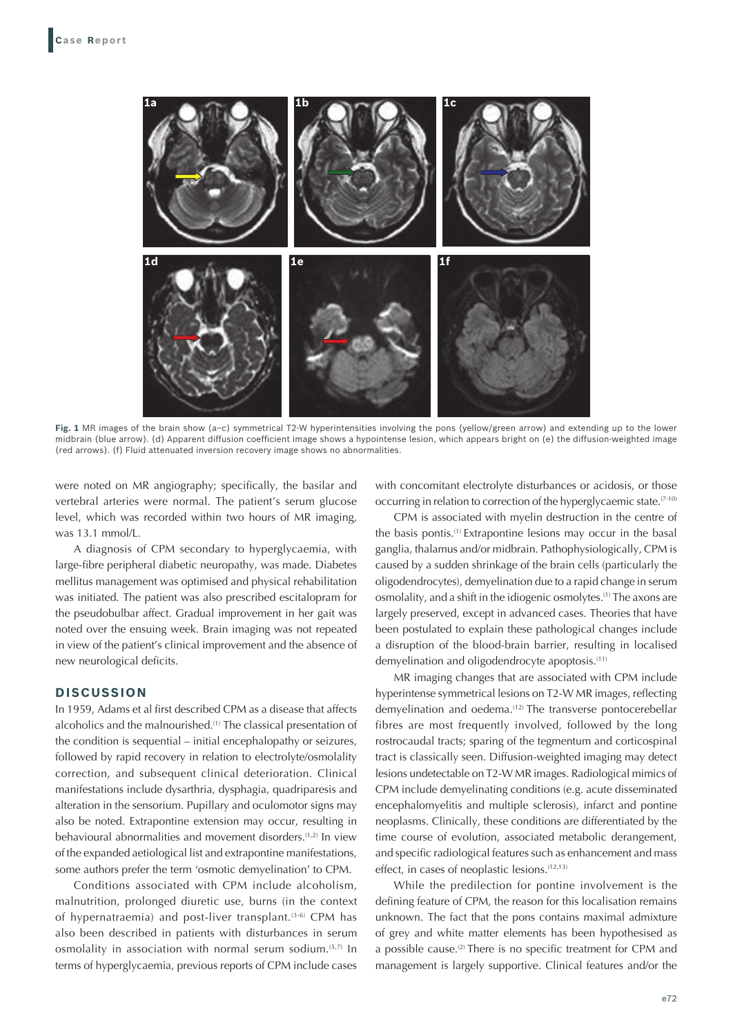**Fig. 1** MR images of the brain show (a–c) symmetrical T2-W hyperintensities involving the pons (yellow/green arrow) and extending up to the lower midbrain (blue arrow). (d) Apparent diffusion coefficient image shows a hypointense lesion, which appears bright on (e) the diffusion-weighted image (red arrows). (f) Fluid attenuated inversion recovery image shows no abnormalities.

were noted on MR angiography; specifically, the basilar and vertebral arteries were normal. The patient's serum glucose level, which was recorded within two hours of MR imaging, was 13.1 mmol/L.

A diagnosis of CPM secondary to hyperglycaemia, with large-fibre peripheral diabetic neuropathy, was made. Diabetes mellitus management was optimised and physical rehabilitation was initiated. The patient was also prescribed escitalopram for the pseudobulbar affect. Gradual improvement in her gait was noted over the ensuing week. Brain imaging was not repeated in view of the patient's clinical improvement and the absence of new neurological deficits.

## DISCUSSION

In 1959, Adams et al first described CPM as a disease that affects alcoholics and the malnourished.[1] The classical presentation of the condition is sequential – initial encephalopathy or seizures, followed by rapid recovery in relation to electrolyte/osmolality correction, and subsequent clinical deterioration. Clinical manifestations include dysarthria, dysphagia, quadriparesis and alteration in the sensorium. Pupillary and oculomotor signs may also be noted. Extrapontine extension may occur, resulting in behavioural abnormalities and movement disorders.[1,2] In view of the expanded aetiological list and extrapontine manifestations, some authors prefer the term 'osmotic demyelination' to CPM.

Conditions associated with CPM include alcoholism, malnutrition, prolonged diuretic use, burns (in the context of hypernatraemia) and post-liver transplant.[3-6] CPM has also been described in patients with disturbances in serum osmolality in association with normal serum sodium.[5,7] In terms of hyperglycaemia, previous reports of CPM include cases with concomitant electrolyte disturbances or acidosis, or those occurring in relation to correction of the hyperglycaemic state.[7-10]

CPM is associated with myelin destruction in the centre of the basis pontis.[1] Extrapontine lesions may occur in the basal ganglia, thalamus and/or midbrain. Pathophysiologically, CPM is caused by a sudden shrinkage of the brain cells (particularly the oligodendrocytes), demyelination due to a rapid change in serum osmolality, and a shift in the idiogenic osmolytes.[1] The axons are largely preserved, except in advanced cases. Theories that have been postulated to explain these pathological changes include a disruption of the blood-brain barrier, resulting in localised demyelination and oligodendrocyte apoptosis.[11]

MR imaging changes that are associated with CPM include hyperintense symmetrical lesions on T2-W MR images, reflecting demyelination and oedema.[12] The transverse pontocerebellar fibres are most frequently involved, followed by the long rostrocaudal tracts; sparing of the tegmentum and corticospinal tract is classically seen. Diffusion-weighted imaging may detect lesions undetectable on T2-W MR images. Radiological mimics of CPM include demyelinating conditions (e.g. acute disseminated encephalomyelitis and multiple sclerosis), infarct and pontine neoplasms. Clinically, these conditions are differentiated by the time course of evolution, associated metabolic derangement, and specific radiological features such as enhancement and mass effect, in cases of neoplastic lesions.[12,13]

While the predilection for pontine involvement is the defining feature of CPM, the reason for this localisation remains unknown. The fact that the pons contains maximal admixture of grey and white matter elements has been hypothesised as a possible cause.[2] There is no specific treatment for CPM and management is largely supportive. Clinical features and/or the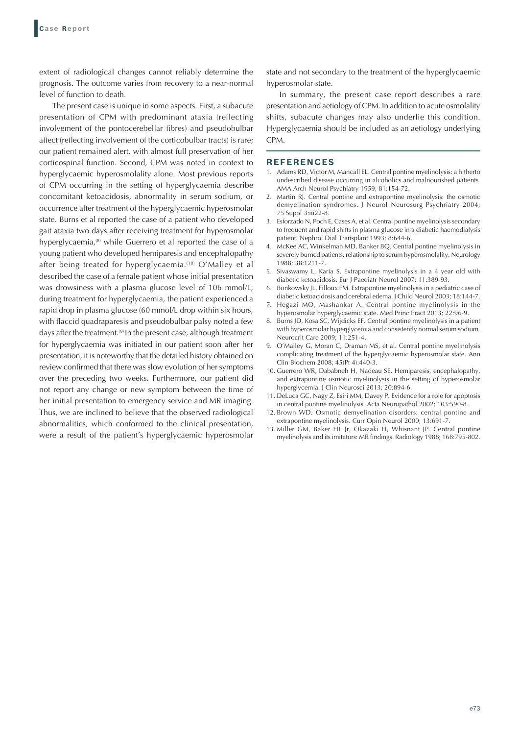extent of radiological changes cannot reliably determine the prognosis. The outcome varies from recovery to a near-normal level of function to death.

The present case is unique in some aspects. First, a subacute presentation of CPM with predominant ataxia (reflecting involvement of the pontocerebellar fibres) and pseudobulbar affect (reflecting involvement of the corticobulbar tracts) is rare; our patient remained alert, with almost full preservation of her corticospinal function. Second, CPM was noted in context to hyperglycaemic hyperosmolality alone. Most previous reports of CPM occurring in the setting of hyperglycaemia describe concomitant ketoacidosis, abnormality in serum sodium, or occurrence after treatment of the hyperglycaemic hyperosmolar state. Burns et al reported the case of a patient who developed gait ataxia two days after receiving treatment for hyperosmolar hyperglycaemia,[8] while Guerrero et al reported the case of a young patient who developed hemiparesis and encephalopathy after being treated for hyperglycaemia.[10] O'Malley et al described the case of a female patient whose initial presentation was drowsiness with a plasma glucose level of 106 mmol/L; during treatment for hyperglycaemia, the patient experienced a rapid drop in plasma glucose (60 mmol/L drop within six hours, with flaccid quadraparesis and pseudobulbar palsy noted a few days after the treatment.[9] In the present case, although treatment for hyperglycaemia was initiated in our patient soon after her presentation, it is noteworthy that the detailed history obtained on review confirmed that there was slow evolution of her symptoms over the preceding two weeks. Furthermore, our patient did not report any change or new symptom between the time of her initial presentation to emergency service and MR imaging. Thus, we are inclined to believe that the observed radiological abnormalities, which conformed to the clinical presentation, were a result of the patient's hyperglycaemic hyperosmolar state and not secondary to the treatment of the hyperglycaemic hyperosmolar state.

In summary, the present case report describes a rare presentation and aetiology of CPM. In addition to acute osmolality shifts, subacute changes may also underlie this condition. Hyperglycaemia should be included as an aetiology underlying CPM.

## REFERENCES

1. Adams RD, Victor M, Mancall EL. Central pontine myelinolysis: a hitherto undescribed disease occurring in alcoholics and malnourished patients. AMA Arch Neurol Psychiatry 1959; 81:154-72.
2. Martin RJ. Central pontine and extrapontine myelinolysis: the osmotic demyelination syndromes. J Neurol Neurosurg Psychriatry 2004; 75 Suppl 3:iii22-8.
3. Esforzado N, Poch E, Cases A, et al. Central pontine myelinolysis secondary to frequent and rapid shifts in plasma glucose in a diabetic haemodialysis patient. Nephrol Dial Transplant 1993; 8:644-6.
4. McKee AC, Winkelman MD, Banker BQ. Central pontine myelinolysis in severely burned patients: relationship to serum hyperosmolality. Neurology 1988; 38:1211-7.
5. Sivaswamy L, Karia S. Extrapontine myelinolysis in a 4 year old with diabetic ketoacidosis. Eur J Paediatr Neurol 2007; 11:389-93.
6. Bonkowsky JL, Filloux FM. Extrapontine myelinolysis in a pediatric case of diabetic ketoacidosis and cerebral edema. J Child Neurol 2003; 18:144-7.
7. Hegazi MO, Mashankar A. Central pontine myelinolysis in the hyperosmolar hyperglycaemic state. Med Princ Pract 2013; 22:96-9.
8. Burns JD, Kosa SC, Wijdicks EF. Central pontine myelinolysis in a patient with hyperosmolar hyperglycemia and consistently normal serum sodium. Neurocrit Care 2009; 11:251-4.
9. O'Malley G, Moran C, Draman MS, et al. Central pontine myelinolysis complicating treatment of the hyperglycaemic hyperosmolar state. Ann Clin Biochem 2008; 45(Pt 4):440-3.
10. Guerrero WR, Dababneh H, Nadeau SE. Hemiparesis, encephalopathy, and extrapontine osmotic myelinolysis in the setting of hyperosmolar hyperglycemia. J Clin Neurosci 2013; 20:894-6.
11. DeLuca GC, Nagy Z, Esiri MM, Davey P. Evidence for a role for apoptosis in central pontine myelinolysis. Acta Neuropathol 2002; 103:590-8.
12. Brown WD. Osmotic demyelination disorders: central pontine and extrapontine myelinolysis. Curr Opin Neurol 2000; 13:691-7.
13. Miller GM, Baker HL Jr, Okazaki H, Whisnant JP. Central pontine myelinolysis and its imitators: MR findings. Radiology 1988; 168:795-802.